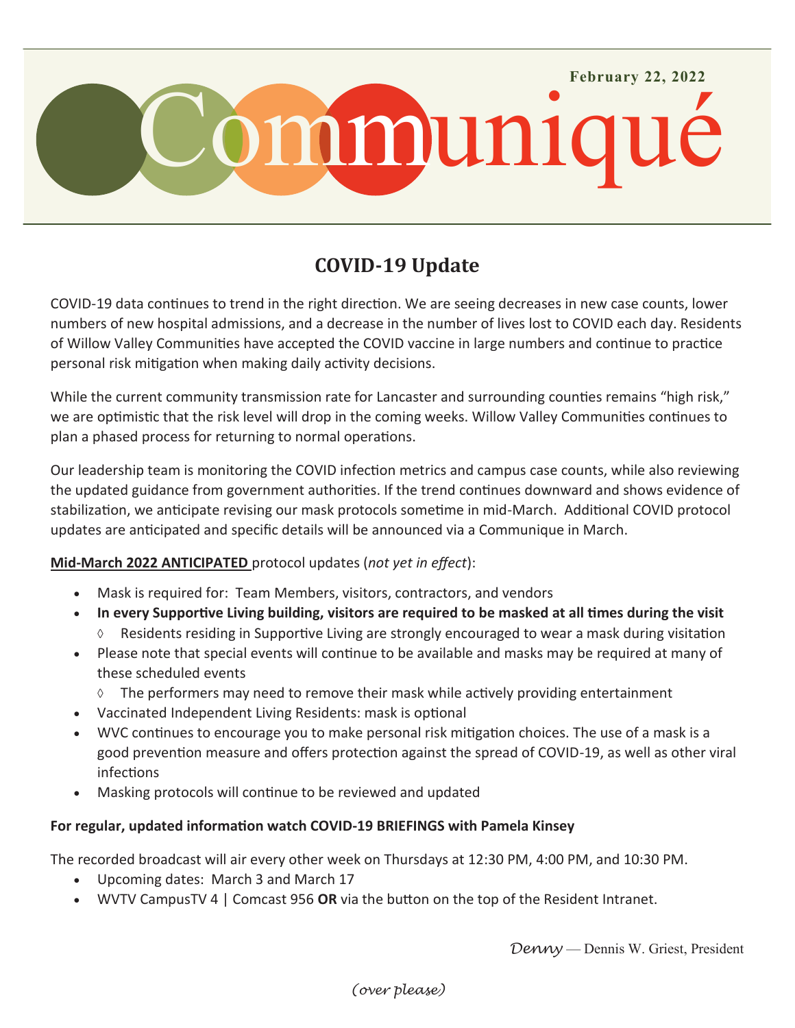February 22, 2022

# Communiqué

## COVID-19 Update

COVID-19 data continues to trend in the right direction. We are seeing decreases in new case counts, lower numbers of new hospital admissions, and a decrease in the number of lives lost to COVID each day. Residents of Willow Valley Communities have accepted the COVID vaccine in large numbers and continue to practice personal risk mitigation when making daily activity decisions.

While the current community transmission rate for Lancaster and surrounding counties remains "high risk," we are optimistic that the risk level will drop in the coming weeks. Willow Valley Communities continues to plan a phased process for returning to normal operations.

Our leadership team is monitoring the COVID infection metrics and campus case counts, while also reviewing the updated guidance from government authorities. If the trend continues downward and shows evidence of stabilization, we anticipate revising our mask protocols sometime in mid-March. Additional COVID protocol updates are anticipated and specific details will be announced via a Communique in March.

**Mid-March 2022 ANTICIPATED** protocol updates (*not yet in effect*):

- Mask is required for: Team Members, visitors, contractors, and vendors
- **In every Supportive Living building, visitors are required to be masked at all times during the visit**
  - ◊ Residents residing in Supportive Living are strongly encouraged to wear a mask during visitation
- Please note that special events will continue to be available and masks may be required at many of these scheduled events
  - ◊ The performers may need to remove their mask while actively providing entertainment
- Vaccinated Independent Living Residents: mask is optional
- WVC continues to encourage you to make personal risk mitigation choices. The use of a mask is a good prevention measure and offers protection against the spread of COVID-19, as well as other viral infections
- Masking protocols will continue to be reviewed and updated

**For regular, updated information watch COVID-19 BRIEFINGS with Pamela Kinsey**

The recorded broadcast will air every other week on Thursdays at 12:30 PM, 4:00 PM, and 10:30 PM.

- Upcoming dates: March 3 and March 17
- WVTV CampusTV 4 | Comcast 956 **OR** via the button on the top of the Resident Intranet.

*Denny* — Dennis W. Griest, President

*(over please)*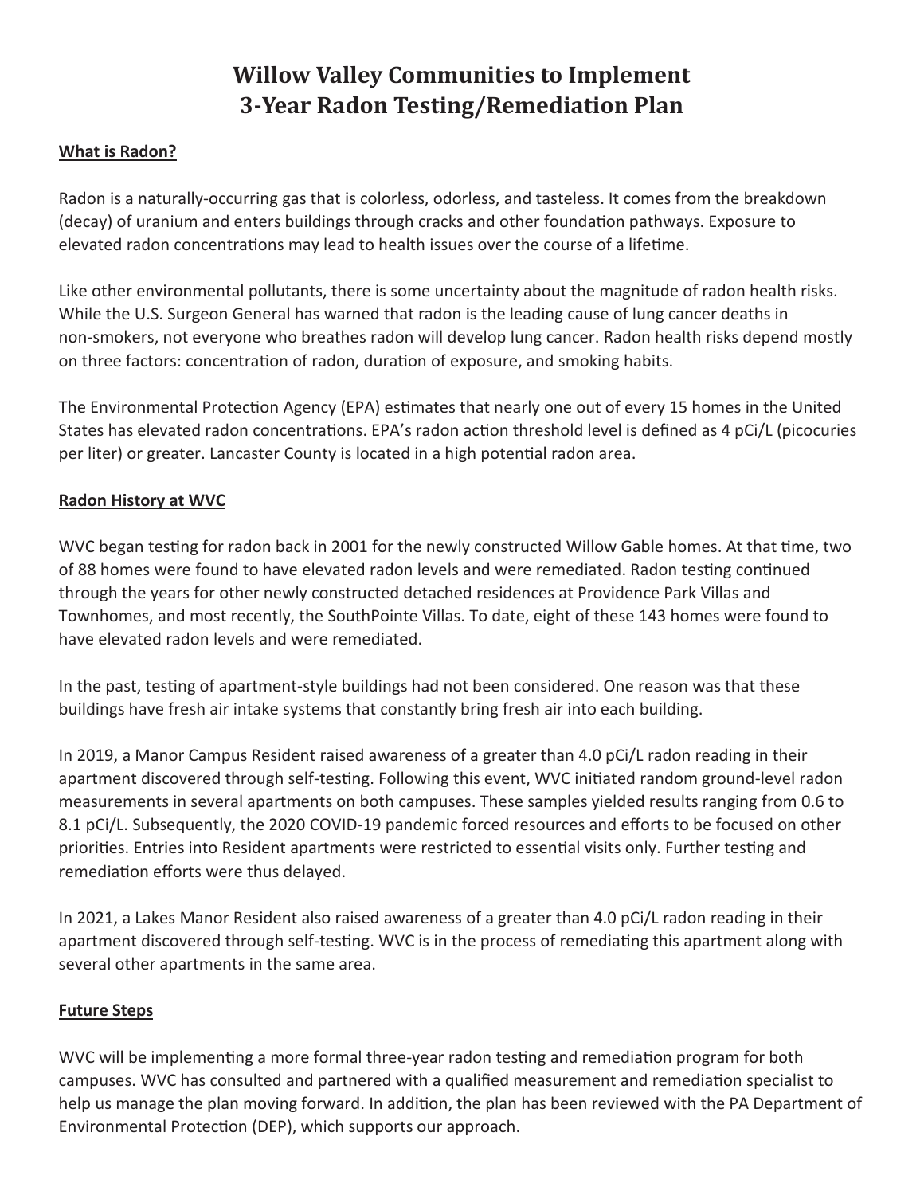# Willow Valley Communities to Implement 3-Year Radon Testing/Remediation Plan

## What is Radon?

Radon is a naturally-occurring gas that is colorless, odorless, and tasteless. It comes from the breakdown (decay) of uranium and enters buildings through cracks and other foundation pathways. Exposure to elevated radon concentrations may lead to health issues over the course of a lifetime.

Like other environmental pollutants, there is some uncertainty about the magnitude of radon health risks. While the U.S. Surgeon General has warned that radon is the leading cause of lung cancer deaths in non-smokers, not everyone who breathes radon will develop lung cancer. Radon health risks depend mostly on three factors: concentration of radon, duration of exposure, and smoking habits.

The Environmental Protection Agency (EPA) estimates that nearly one out of every 15 homes in the United States has elevated radon concentrations. EPA's radon action threshold level is defined as 4 pCi/L (picocuries per liter) or greater. Lancaster County is located in a high potential radon area.

## Radon History at WVC

WVC began testing for radon back in 2001 for the newly constructed Willow Gable homes. At that time, two of 88 homes were found to have elevated radon levels and were remediated. Radon testing continued through the years for other newly constructed detached residences at Providence Park Villas and Townhomes, and most recently, the SouthPointe Villas. To date, eight of these 143 homes were found to have elevated radon levels and were remediated.

In the past, testing of apartment-style buildings had not been considered. One reason was that these buildings have fresh air intake systems that constantly bring fresh air into each building.

In 2019, a Manor Campus Resident raised awareness of a greater than 4.0 pCi/L radon reading in their apartment discovered through self-testing. Following this event, WVC initiated random ground-level radon measurements in several apartments on both campuses. These samples yielded results ranging from 0.6 to 8.1 pCi/L. Subsequently, the 2020 COVID-19 pandemic forced resources and efforts to be focused on other priorities. Entries into Resident apartments were restricted to essential visits only. Further testing and remediation efforts were thus delayed.

In 2021, a Lakes Manor Resident also raised awareness of a greater than 4.0 pCi/L radon reading in their apartment discovered through self-testing. WVC is in the process of remediating this apartment along with several other apartments in the same area.

## Future Steps

WVC will be implementing a more formal three-year radon testing and remediation program for both campuses. WVC has consulted and partnered with a qualified measurement and remediation specialist to help us manage the plan moving forward. In addition, the plan has been reviewed with the PA Department of Environmental Protection (DEP), which supports our approach.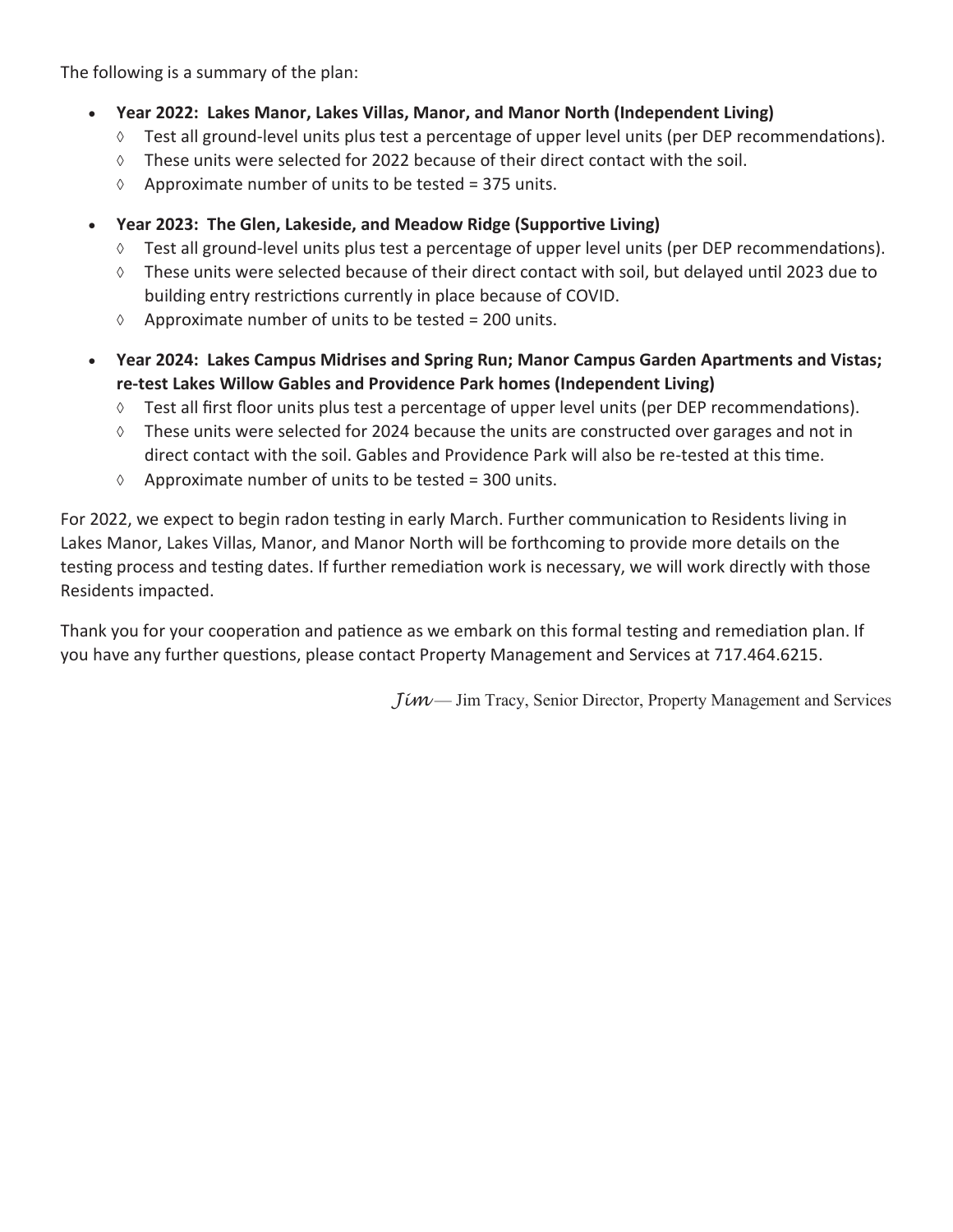The following is a summary of the plan:

- **Year 2022: Lakes Manor, Lakes Villas, Manor, and Manor North (Independent Living)**
  - ◊ Test all ground-level units plus test a percentage of upper level units (per DEP recommendations).
  - ◊ These units were selected for 2022 because of their direct contact with the soil.
  - ◊ Approximate number of units to be tested = 375 units.
- **Year 2023: The Glen, Lakeside, and Meadow Ridge (Supportive Living)**
  - ◊ Test all ground-level units plus test a percentage of upper level units (per DEP recommendations).
  - ◊ These units were selected because of their direct contact with soil, but delayed until 2023 due to building entry restrictions currently in place because of COVID.
  - ◊ Approximate number of units to be tested = 200 units.
- **Year 2024: Lakes Campus Midrises and Spring Run; Manor Campus Garden Apartments and Vistas; re-test Lakes Willow Gables and Providence Park homes (Independent Living)**
  - ◊ Test all first floor units plus test a percentage of upper level units (per DEP recommendations).
  - ◊ These units were selected for 2024 because the units are constructed over garages and not in direct contact with the soil. Gables and Providence Park will also be re-tested at this time.
  - ◊ Approximate number of units to be tested = 300 units.

For 2022, we expect to begin radon testing in early March. Further communication to Residents living in Lakes Manor, Lakes Villas, Manor, and Manor North will be forthcoming to provide more details on the testing process and testing dates. If further remediation work is necessary, we will work directly with those Residents impacted.

Thank you for your cooperation and patience as we embark on this formal testing and remediation plan. If you have any further questions, please contact Property Management and Services at 717.464.6215.

*Jim* — Jim Tracy, Senior Director, Property Management and Services